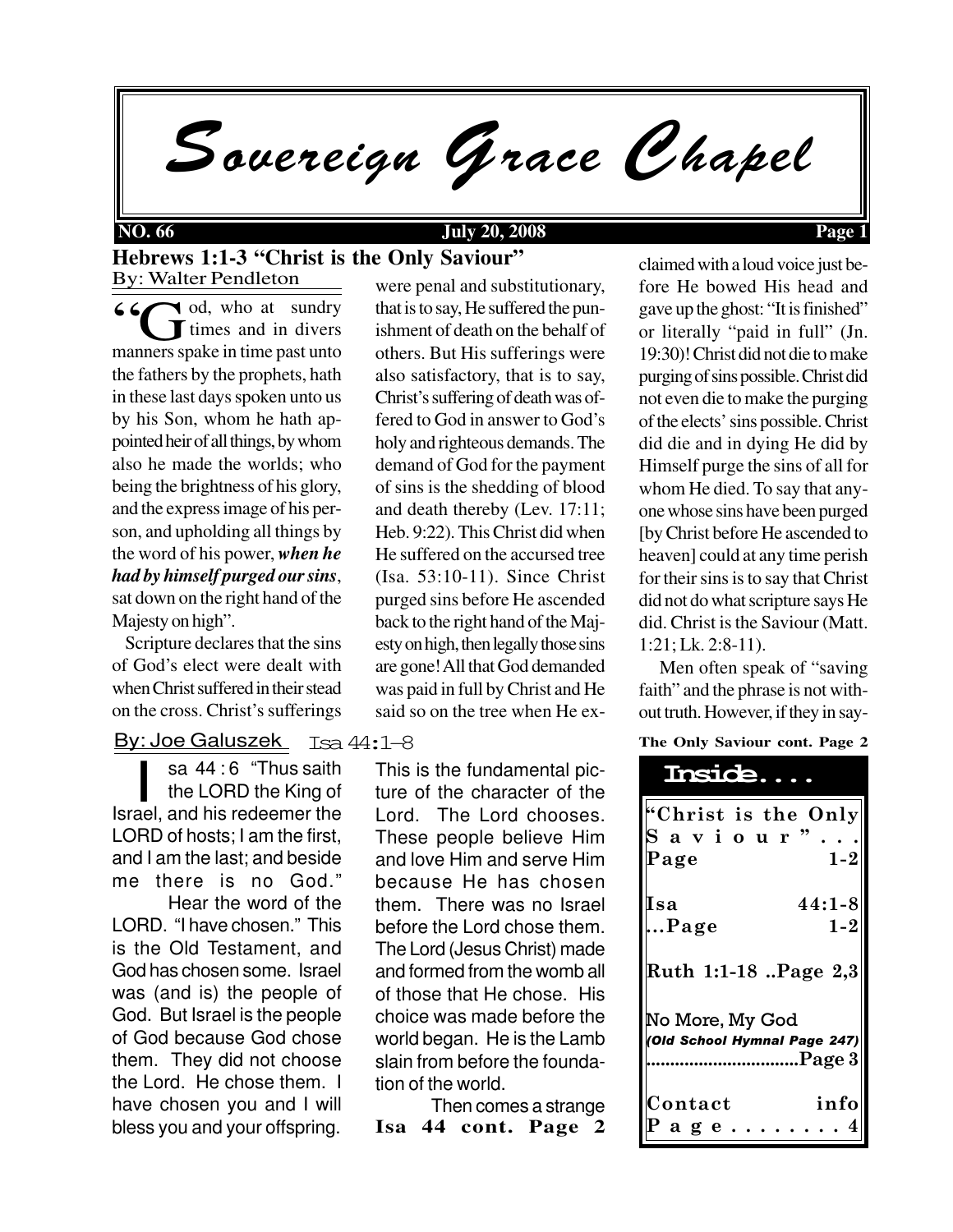# Sovereign Grace Chapel

**NO. 66** **July 20, 2008**

## Hebrews 1:1-3 "Christ is the Only Saviour"

By: Walter Pendleton

"God, who at sundry times and in divers manners spake in time past unto the fathers by the prophets, hath in these last days spoken unto us by his Son, whom he hath appointed heir of all things, by whom also he made the worlds; who being the brightness of his glory, and the express image of his person, and upholding all things by the word of his power, ***when he had by himself purged our sins***, sat down on the right hand of the Majesty on high".

Scripture declares that the sins of God's elect were dealt with when Christ suffered in their stead on the cross. Christ's sufferings were penal and substitutionary, that is to say, He suffered the punishment of death on the behalf of others. But His sufferings were also satisfactory, that is to say, Christ's suffering of death was offered to God in answer to God's holy and righteous demands. The demand of God for the payment of sins is the shedding of blood and death thereby (Lev. 17:11; Heb. 9:22). This Christ did when He suffered on the accursed tree (Isa. 53:10-11). Since Christ purged sins before He ascended back to the right hand of the Majesty on high, then legally those sins are gone! All that God demanded was paid in full by Christ and He said so on the tree when He exclaimed with a loud voice just before He bowed His head and gave up the ghost: "It is finished" or literally "paid in full" (Jn. 19:30)! Christ did not die to make purging of sins possible. Christ did not even die to make the purging of the elects' sins possible. Christ did die and in dying He did by Himself purge the sins of all for whom He died. To say that anyone whose sins have been purged [by Christ before He ascended to heaven] could at any time perish for their sins is to say that Christ did not do what scripture says He did. Christ is the Saviour (Matt. 1:21; Lk. 2:8-11).

Men often speak of "saving faith" and the phrase is not without truth. However, if they in say-

**The Only Saviour cont. Page 2**

## Isa 44:1-8

By: Joe Galuszek

Isa 44 : 6 "Thus saith the LORD the King of Israel, and his redeemer the LORD of hosts; I am the first, and I am the last; and beside me there is no God."

Hear the word of the LORD. "I have chosen." This is the Old Testament, and God has chosen some. Israel was (and is) the people of God. But Israel is the people of God because God chose them. They did not choose the Lord. He chose them. I have chosen you and I will bless you and your offspring.

This is the fundamental picture of the character of the Lord. The Lord chooses. These people believe Him and love Him and serve Him because He has chosen them. There was no Israel before the Lord chose them. The Lord (Jesus Christ) made and formed from the womb all of those that He chose. His choice was made before the world began. He is the Lamb slain from before the foundation of the world.

Then comes a strange

**Isa 44 cont. Page 2**

### Inside....

- "Christ is the Only Saviour"...Page 1-2
- Isa 44:1-8...Page 1-2
- Ruth 1:1-18 ..Page 2,3
- No More, My God *(Old School Hymnal Page 247)*...............................Page 3
- Contact info Page........4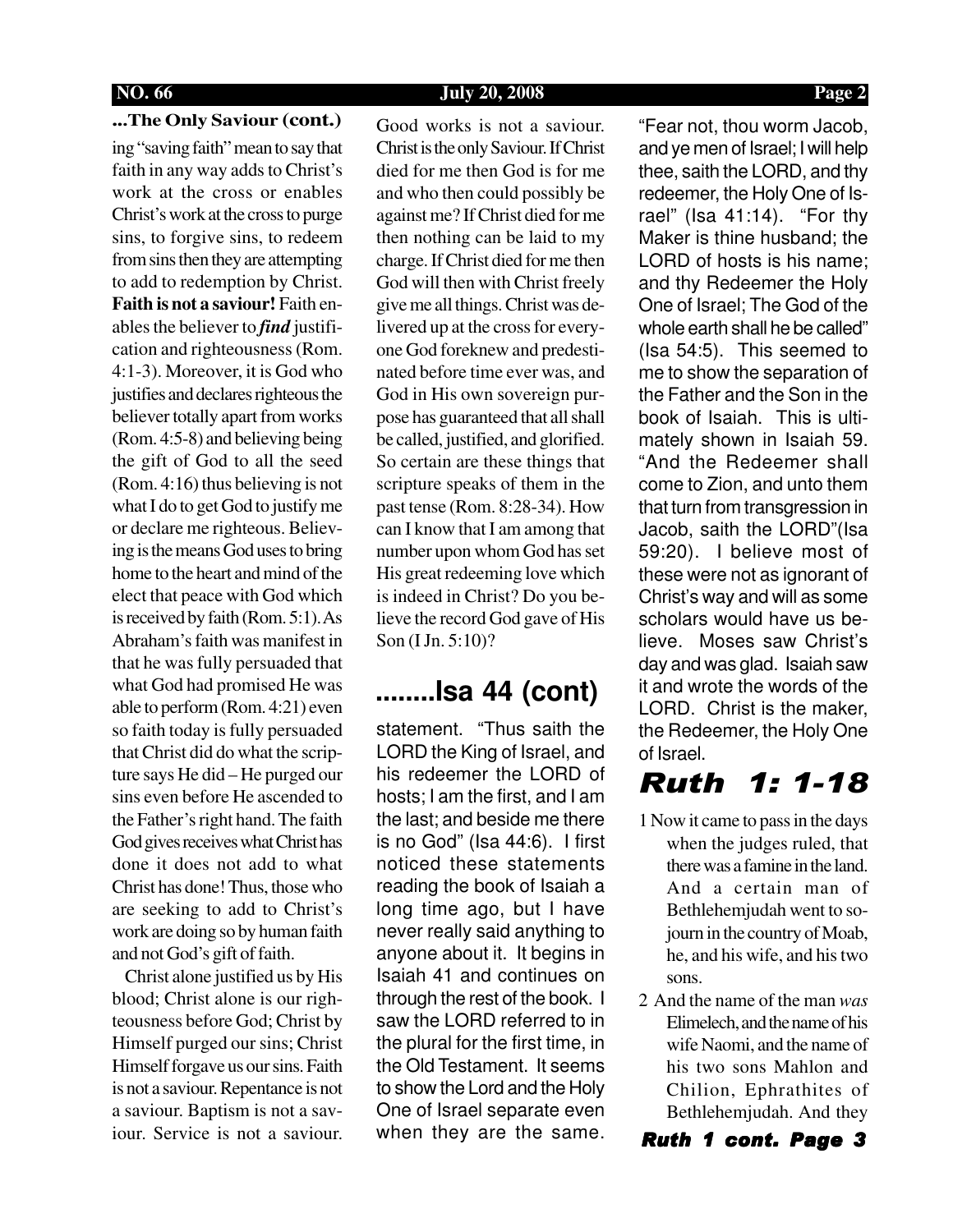**...The Only Saviour (cont.)**

ing "saving faith" mean to say that faith in any way adds to Christ's work at the cross or enables Christ's work at the cross to purge sins, to forgive sins, to redeem from sins then they are attempting to add to redemption by Christ. **Faith is not a saviour!** Faith enables the believer to ***find*** justification and righteousness (Rom. 4:1-3). Moreover, it is God who justifies and declares righteous the believer totally apart from works (Rom. 4:5-8) and believing being the gift of God to all the seed (Rom. 4:16) thus believing is not what I do to get God to justify me or declare me righteous. Believing is the means God uses to bring home to the heart and mind of the elect that peace with God which is received by faith (Rom. 5:1). As Abraham's faith was manifest in that he was fully persuaded that what God had promised He was able to perform (Rom. 4:21) even so faith today is fully persuaded that Christ did do what the scripture says He did – He purged our sins even before He ascended to the Father's right hand. The faith God gives receives what Christ has done it does not add to what Christ has done! Thus, those who are seeking to add to Christ's work are doing so by human faith and not God's gift of faith.

Christ alone justified us by His blood; Christ alone is our righteousness before God; Christ by Himself purged our sins; Christ Himself forgave us our sins. Faith is not a saviour. Repentance is not a saviour. Baptism is not a saviour. Service is not a saviour. Good works is not a saviour. Christ is the only Saviour. If Christ died for me then God is for me and who then could possibly be against me? If Christ died for me then nothing can be laid to my charge. If Christ died for me then God will then with Christ freely give me all things. Christ was delivered up at the cross for everyone God foreknew and predestinated before time ever was, and God in His own sovereign purpose has guaranteed that all shall be called, justified, and glorified. So certain are these things that scripture speaks of them in the past tense (Rom. 8:28-34). How can I know that I am among that number upon whom God has set His great redeeming love which is indeed in Christ? Do you believe the record God gave of His Son (I Jn. 5:10)?

## ........Isa 44 (cont)

statement. "Thus saith the LORD the King of Israel, and his redeemer the LORD of hosts; I am the first, and I am the last; and beside me there is no God" (Isa 44:6). I first noticed these statements reading the book of Isaiah a long time ago, but I have never really said anything to anyone about it. It begins in Isaiah 41 and continues on through the rest of the book. I saw the LORD referred to in the plural for the first time, in the Old Testament. It seems to show the Lord and the Holy One of Israel separate even when they are the same. "Fear not, thou worm Jacob, and ye men of Israel; I will help thee, saith the LORD, and thy redeemer, the Holy One of Israel" (Isa 41:14). "For thy Maker is thine husband; the LORD of hosts is his name; and thy Redeemer the Holy One of Israel; The God of the whole earth shall he be called" (Isa 54:5). This seemed to me to show the separation of the Father and the Son in the book of Isaiah. This is ultimately shown in Isaiah 59. "And the Redeemer shall come to Zion, and unto them that turn from transgression in Jacob, saith the LORD"(Isa 59:20). I believe most of these were not as ignorant of Christ's way and will as some scholars would have us believe. Moses saw Christ's day and was glad. Isaiah saw it and wrote the words of the LORD. Christ is the maker, the Redeemer, the Holy One of Israel.

## *Ruth 1: 1-18*

1 Now it came to pass in the days when the judges ruled, that there was a famine in the land. And a certain man of Bethlehemjudah went to sojourn in the country of Moab, he, and his wife, and his two sons.

2 And the name of the man *was* Elimelech, and the name of his wife Naomi, and the name of his two sons Mahlon and Chilion, Ephrathites of Bethlehemjudah. And they

***Ruth 1 cont. Page 3***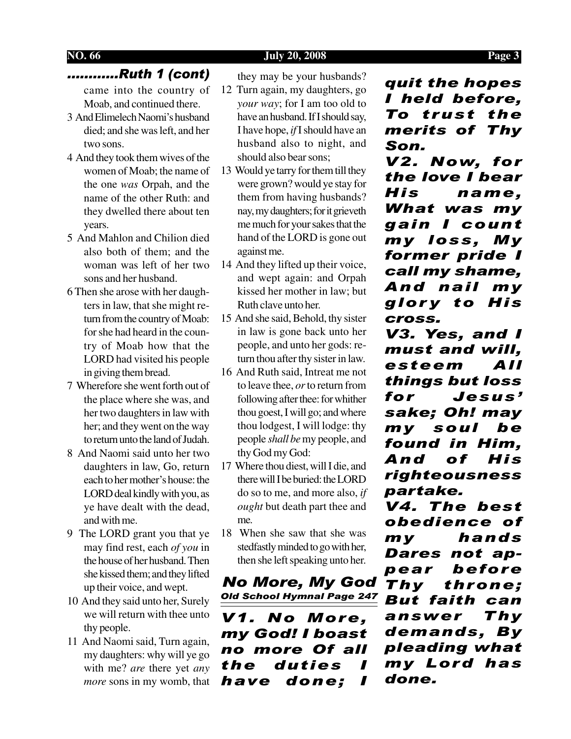## ...........Ruth 1 (cont)

came into the country of Moab, and continued there.

3 And Elimelech Naomi's husband died; and she was left, and her two sons.

4 And they took them wives of the women of Moab; the name of the one *was* Orpah, and the name of the other Ruth: and they dwelled there about ten years.

5 And Mahlon and Chilion died also both of them; and the woman was left of her two sons and her husband.

6 Then she arose with her daughters in law, that she might return from the country of Moab: for she had heard in the country of Moab how that the LORD had visited his people in giving them bread.

7 Wherefore she went forth out of the place where she was, and her two daughters in law with her; and they went on the way to return unto the land of Judah.

8 And Naomi said unto her two daughters in law, Go, return each to her mother's house: the LORD deal kindly with you, as ye have dealt with the dead, and with me.

9 The LORD grant you that ye may find rest, each *of you* in the house of her husband. Then she kissed them; and they lifted up their voice, and wept.

10 And they said unto her, Surely we will return with thee unto thy people.

11 And Naomi said, Turn again, my daughters: why will ye go with me? *are* there yet *any more* sons in my womb, that they may be your husbands?

12 Turn again, my daughters, go *your way*; for I am too old to have an husband. If I should say, I have hope, *if* I should have an husband also to night, and should also bear sons;

13 Would ye tarry for them till they were grown? would ye stay for them from having husbands? nay, my daughters; for it grieveth me much for your sakes that the hand of the LORD is gone out against me.

14 And they lifted up their voice, and wept again: and Orpah kissed her mother in law; but Ruth clave unto her.

15 And she said, Behold, thy sister in law is gone back unto her people, and unto her gods: return thou after thy sister in law.

16 And Ruth said, Intreat me not to leave thee, *or* to return from following after thee: for whither thou goest, I will go; and where thou lodgest, I will lodge: thy people *shall be* my people, and thy God my God:

17 Where thou diest, will I die, and there will I be buried: the LORD do so to me, and more also, *if ought* but death part thee and me.

18 When she saw that she was stedfastly minded to go with her, then she left speaking unto her.

## No More, My God

***Old School Hymnal Page 247***

***V1. No More, my God! I boast no more Of all the duties I have done; I quit the hopes I held before, To trust the merits of Thy Son.***

***V2. Now, for the love I bear His name, What was my gain I count my loss, My former pride I call my shame, And nail my glory to His cross.***

***V3. Yes, and I must and will, esteem All things but loss for Jesus' sake; Oh! may my soul be found in Him, And of His righteousness partake.***

***V4. The best obedience of my hands Dares not appear before Thy throne; But faith can answer Thy demands, By pleading what my Lord has done.***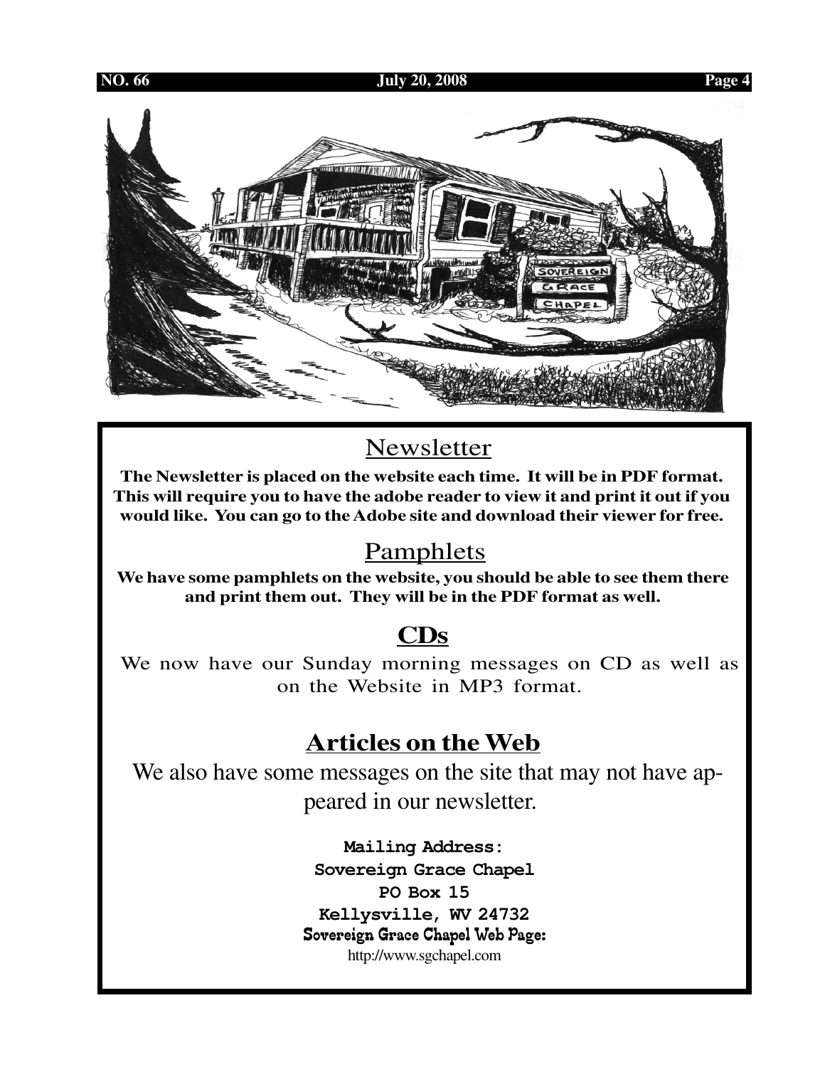## Newsletter

**The Newsletter is placed on the website each time. It will be in PDF format. This will require you to have the adobe reader to view it and print it out if you would like. You can go to the Adobe site and download their viewer for free.**

## Pamphlets

**We have some pamphlets on the website, you should be able to see them there and print them out. They will be in the PDF format as well.**

## CDs

We now have our Sunday morning messages on CD as well as on the Website in MP3 format.

## Articles on the Web

We also have some messages on the site that may not have appeared in our newsletter.

**Mailing Address:**
**Sovereign Grace Chapel**
**PO Box 15**
**Kellysville, WV 24732**
**Sovereign Grace Chapel Web Page:**
http://www.sgchapel.com